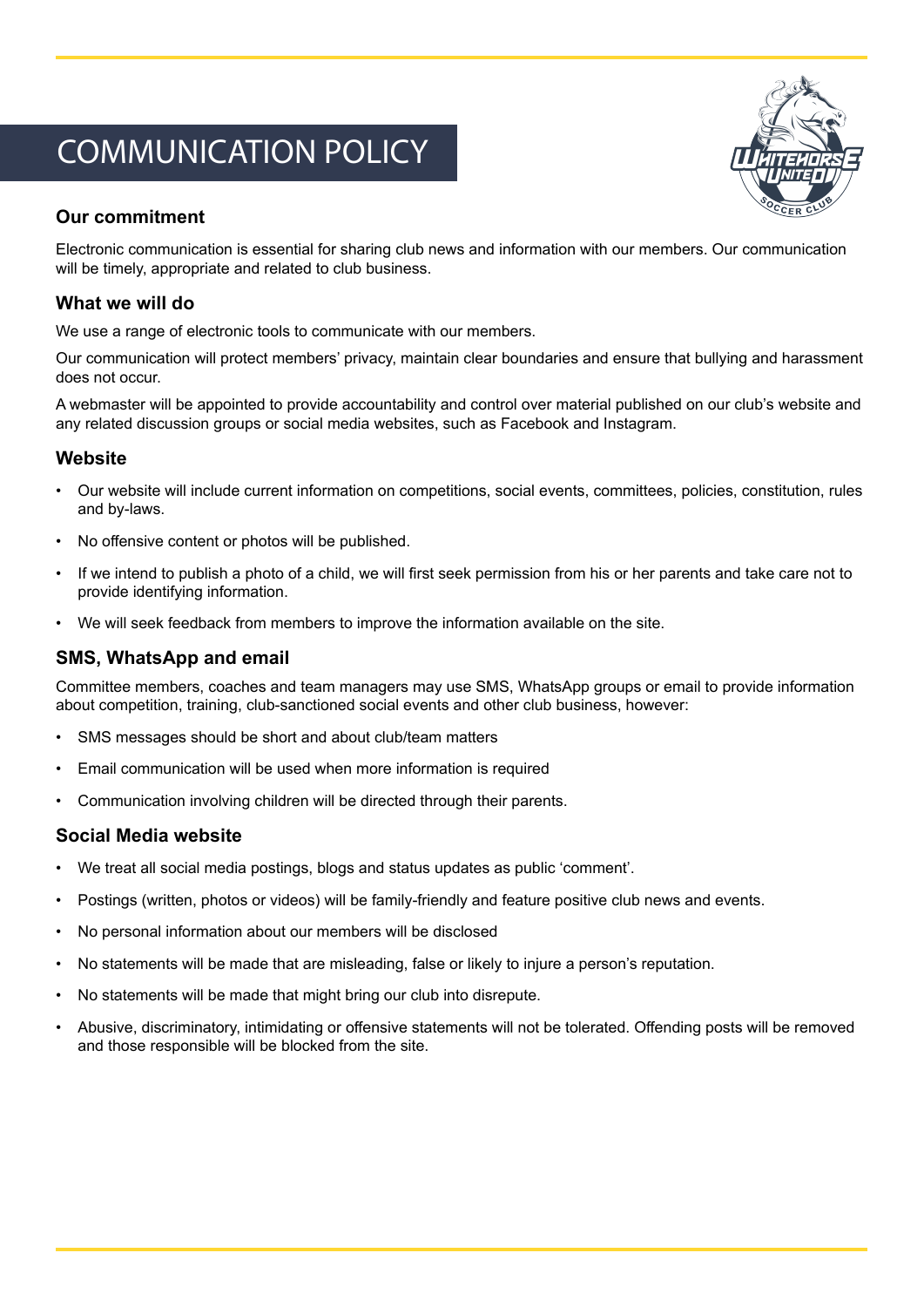# COMMUNICATION POLICY

## Our commitment

Electronic communication is essential for sharing club news and information with our members. Our communication will be timely, appropriate and related to club business.

## What we will do

We use a range of electronic tools to communicate with our members.

Our communication will protect members' privacy, maintain clear boundaries and ensure that bullying and harassment does not occur.

A webmaster will be appointed to provide accountability and control over material published on our club's website and any related discussion groups or social media websites, such as Facebook and Instagram.

## Website

- Our website will include current information on competitions, social events, committees, policies, constitution, rules and by-laws.
- No offensive content or photos will be published.
- If we intend to publish a photo of a child, we will first seek permission from his or her parents and take care not to provide identifying information.
- We will seek feedback from members to improve the information available on the site.

## SMS, WhatsApp and email

Committee members, coaches and team managers may use SMS, WhatsApp groups or email to provide information about competition, training, club-sanctioned social events and other club business, however:

- SMS messages should be short and about club/team matters
- Email communication will be used when more information is required
- Communication involving children will be directed through their parents.

## Social Media website

- We treat all social media postings, blogs and status updates as public 'comment'.
- Postings (written, photos or videos) will be family-friendly and feature positive club news and events.
- No personal information about our members will be disclosed
- No statements will be made that are misleading, false or likely to injure a person's reputation.
- No statements will be made that might bring our club into disrepute.
- Abusive, discriminatory, intimidating or offensive statements will not be tolerated. Offending posts will be removed and those responsible will be blocked from the site.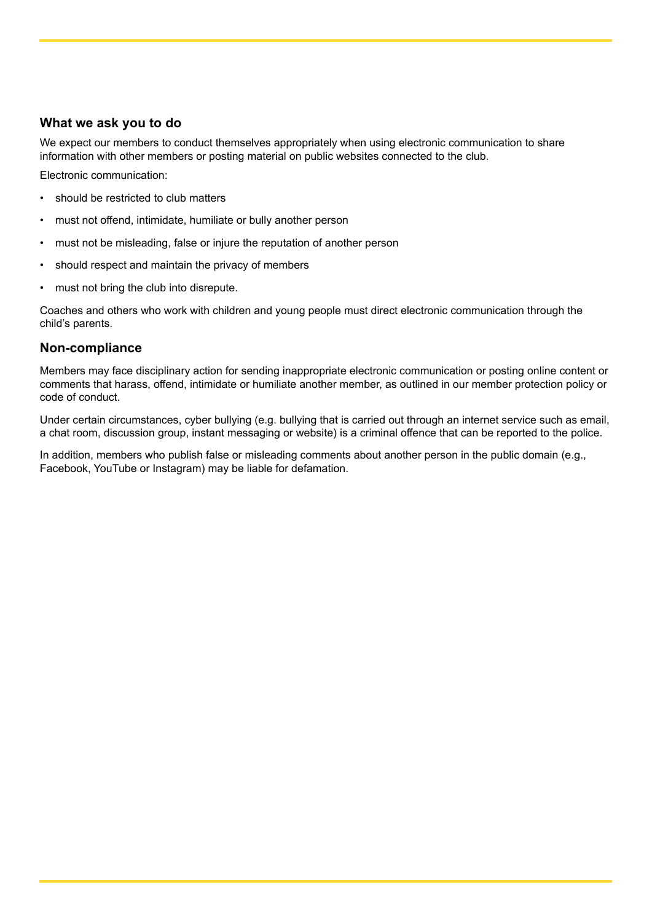## What we ask you to do

We expect our members to conduct themselves appropriately when using electronic communication to share information with other members or posting material on public websites connected to the club.

Electronic communication:

- should be restricted to club matters
- must not offend, intimidate, humiliate or bully another person
- must not be misleading, false or injure the reputation of another person
- should respect and maintain the privacy of members
- must not bring the club into disrepute.

Coaches and others who work with children and young people must direct electronic communication through the child's parents.

## Non-compliance

Members may face disciplinary action for sending inappropriate electronic communication or posting online content or comments that harass, offend, intimidate or humiliate another member, as outlined in our member protection policy or code of conduct.

Under certain circumstances, cyber bullying (e.g. bullying that is carried out through an internet service such as email, a chat room, discussion group, instant messaging or website) is a criminal offence that can be reported to the police.

In addition, members who publish false or misleading comments about another person in the public domain (e.g., Facebook, YouTube or Instagram) may be liable for defamation.